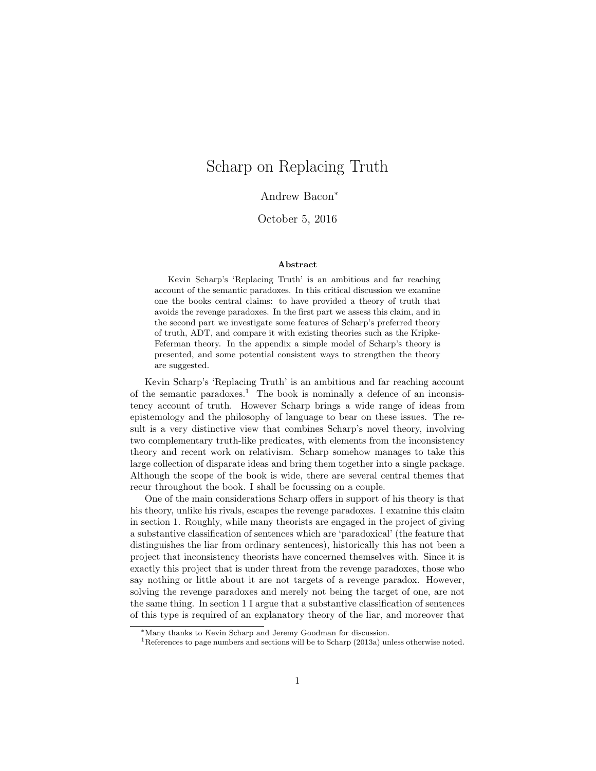# Scharp on Replacing Truth

Andrew Bacon*

October 5, 2016

### Abstract

Kevin Scharp's 'Replacing Truth' is an ambitious and far reaching account of the semantic paradoxes. In this critical discussion we examine one the books central claims: to have provided a theory of truth that avoids the revenge paradoxes. In the first part we assess this claim, and in the second part we investigate some features of Scharp's preferred theory of truth, ADT, and compare it with existing theories such as the Kripke-Feferman theory. In the appendix a simple model of Scharp's theory is presented, and some potential consistent ways to strengthen the theory are suggested.

Kevin Scharp's 'Replacing Truth' is an ambitious and far reaching account of the semantic paradoxes.[1] The book is nominally a defence of an inconsistency account of truth. However Scharp brings a wide range of ideas from epistemology and the philosophy of language to bear on these issues. The result is a very distinctive view that combines Scharp's novel theory, involving two complementary truth-like predicates, with elements from the inconsistency theory and recent work on relativism. Scharp somehow manages to take this large collection of disparate ideas and bring them together into a single package. Although the scope of the book is wide, there are several central themes that recur throughout the book. I shall be focussing on a couple.

One of the main considerations Scharp offers in support of his theory is that his theory, unlike his rivals, escapes the revenge paradoxes. I examine this claim in section 1. Roughly, while many theorists are engaged in the project of giving a substantive classification of sentences which are 'paradoxical' (the feature that distinguishes the liar from ordinary sentences), historically this has not been a project that inconsistency theorists have concerned themselves with. Since it is exactly this project that is under threat from the revenge paradoxes, those who say nothing or little about it are not targets of a revenge paradox. However, solving the revenge paradoxes and merely not being the target of one, are not the same thing. In section 1 I argue that a substantive classification of sentences of this type is required of an explanatory theory of the liar, and moreover that

*Many thanks to Kevin Scharp and Jeremy Goodman for discussion.

[1] References to page numbers and sections will be to Scharp (2013a) unless otherwise noted.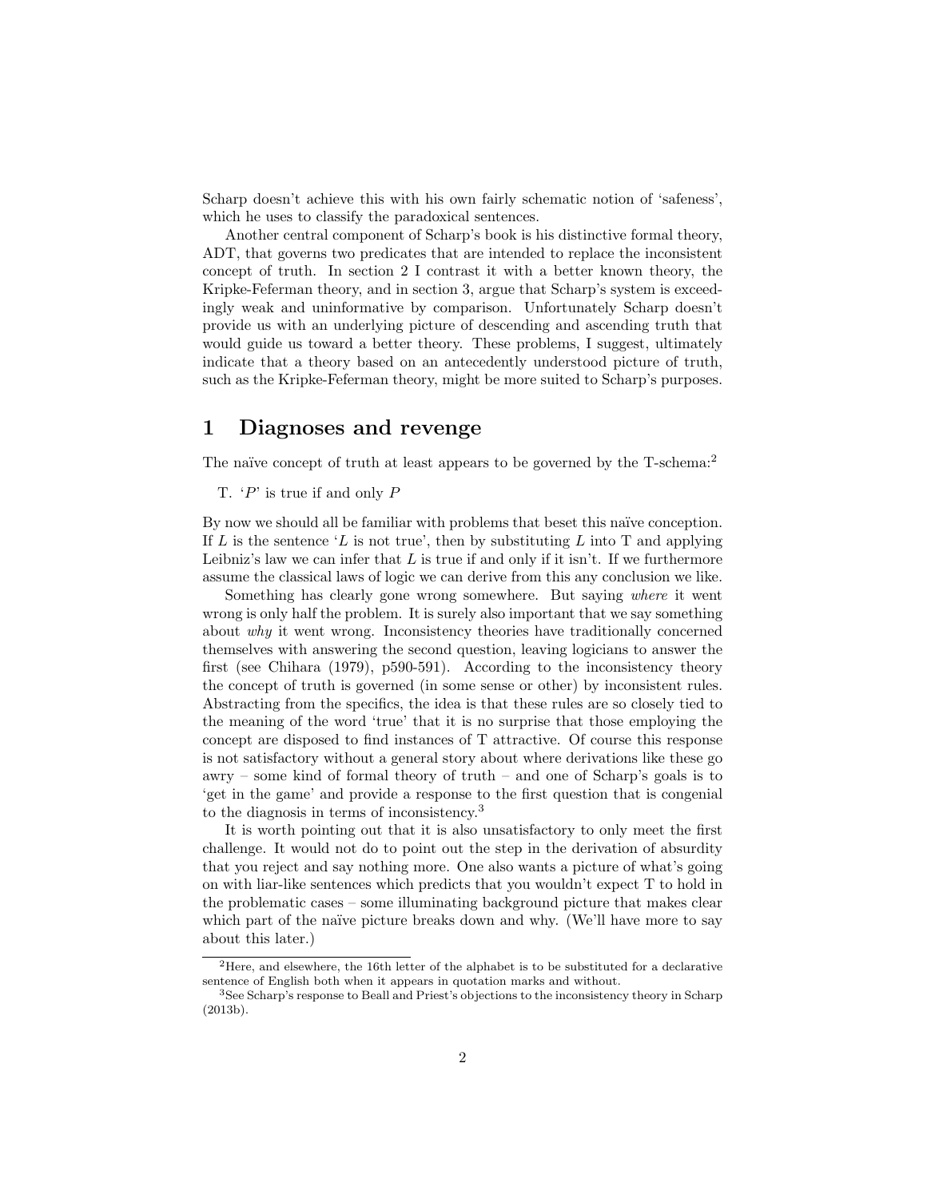Scharp doesn't achieve this with his own fairly schematic notion of 'safeness', which he uses to classify the paradoxical sentences.

Another central component of Scharp's book is his distinctive formal theory, ADT, that governs two predicates that are intended to replace the inconsistent concept of truth. In section 2 I contrast it with a better known theory, the Kripke-Feferman theory, and in section 3, argue that Scharp's system is exceedingly weak and uninformative by comparison. Unfortunately Scharp doesn't provide us with an underlying picture of descending and ascending truth that would guide us toward a better theory. These problems, I suggest, ultimately indicate that a theory based on an antecedently understood picture of truth, such as the Kripke-Feferman theory, might be more suited to Scharp's purposes.

# 1 Diagnoses and revenge

The naïve concept of truth at least appears to be governed by the T-schema:[2]

T. '$P$' is true if and only $P$

By now we should all be familiar with problems that beset this naïve conception. If $L$ is the sentence '$L$ is not true', then by substituting $L$ into T and applying Leibniz's law we can infer that $L$ is true if and only if it isn't. If we furthermore assume the classical laws of logic we can derive from this any conclusion we like.

Something has clearly gone wrong somewhere. But saying *where* it went wrong is only half the problem. It is surely also important that we say something about *why* it went wrong. Inconsistency theories have traditionally concerned themselves with answering the second question, leaving logicians to answer the first (see Chihara (1979), p590-591). According to the inconsistency theory the concept of truth is governed (in some sense or other) by inconsistent rules. Abstracting from the specifics, the idea is that these rules are so closely tied to the meaning of the word 'true' that it is no surprise that those employing the concept are disposed to find instances of T attractive. Of course this response is not satisfactory without a general story about where derivations like these go awry – some kind of formal theory of truth – and one of Scharp's goals is to 'get in the game' and provide a response to the first question that is congenial to the diagnosis in terms of inconsistency.[3]

It is worth pointing out that it is also unsatisfactory to only meet the first challenge. It would not do to point out the step in the derivation of absurdity that you reject and say nothing more. One also wants a picture of what's going on with liar-like sentences which predicts that you wouldn't expect T to hold in the problematic cases – some illuminating background picture that makes clear which part of the naïve picture breaks down and why. (We'll have more to say about this later.)

[2] Here, and elsewhere, the 16th letter of the alphabet is to be substituted for a declarative sentence of English both when it appears in quotation marks and without.

[3] See Scharp's response to Beall and Priest's objections to the inconsistency theory in Scharp (2013b).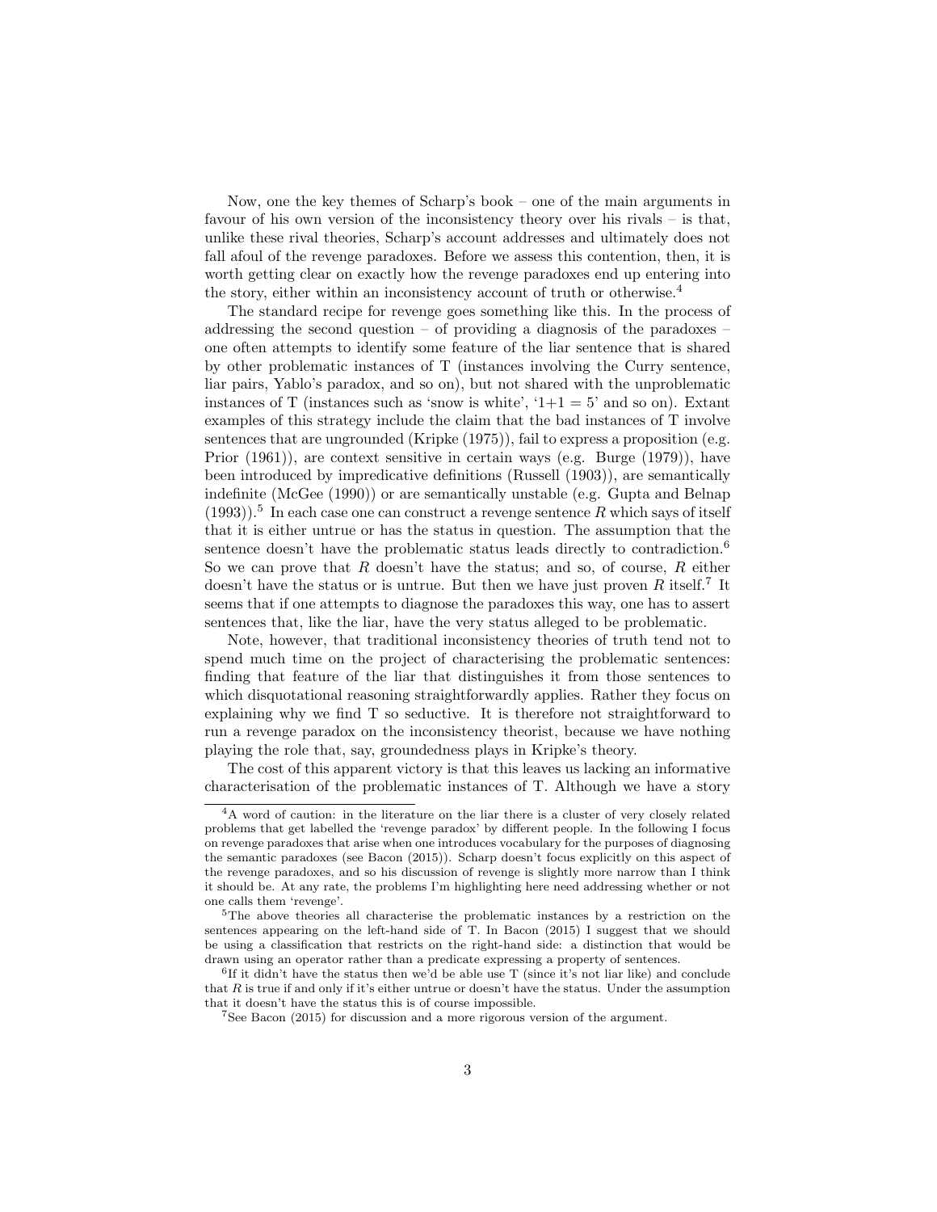Now, one the key themes of Scharp's book – one of the main arguments in favour of his own version of the inconsistency theory over his rivals – is that, unlike these rival theories, Scharp's account addresses and ultimately does not fall afoul of the revenge paradoxes. Before we assess this contention, then, it is worth getting clear on exactly how the revenge paradoxes end up entering into the story, either within an inconsistency account of truth or otherwise.[4]

The standard recipe for revenge goes something like this. In the process of addressing the second question – of providing a diagnosis of the paradoxes – one often attempts to identify some feature of the liar sentence that is shared by other problematic instances of T (instances involving the Curry sentence, liar pairs, Yablo's paradox, and so on), but not shared with the unproblematic instances of T (instances such as 'snow is white', '1+1 = 5' and so on). Extant examples of this strategy include the claim that the bad instances of T involve sentences that are ungrounded (Kripke (1975)), fail to express a proposition (e.g. Prior (1961)), are context sensitive in certain ways (e.g. Burge (1979)), have been introduced by impredicative definitions (Russell (1903)), are semantically indefinite (McGee (1990)) or are semantically unstable (e.g. Gupta and Belnap (1993)).[5] In each case one can construct a revenge sentence $R$ which says of itself that it is either untrue or has the status in question. The assumption that the sentence doesn't have the problematic status leads directly to contradiction.[6] So we can prove that $R$ doesn't have the status; and so, of course, $R$ either doesn't have the status or is untrue. But then we have just proven $R$ itself.[7] It seems that if one attempts to diagnose the paradoxes this way, one has to assert sentences that, like the liar, have the very status alleged to be problematic.

Note, however, that traditional inconsistency theories of truth tend not to spend much time on the project of characterising the problematic sentences: finding that feature of the liar that distinguishes it from those sentences to which disquotational reasoning straightforwardly applies. Rather they focus on explaining why we find T so seductive. It is therefore not straightforward to run a revenge paradox on the inconsistency theorist, because we have nothing playing the role that, say, groundedness plays in Kripke's theory.

The cost of this apparent victory is that this leaves us lacking an informative characterisation of the problematic instances of T. Although we have a story

[4]A word of caution: in the literature on the liar there is a cluster of very closely related problems that get labelled the 'revenge paradox' by different people. In the following I focus on revenge paradoxes that arise when one introduces vocabulary for the purposes of diagnosing the semantic paradoxes (see Bacon (2015)). Scharp doesn't focus explicitly on this aspect of the revenge paradoxes, and so his discussion of revenge is slightly more narrow than I think it should be. At any rate, the problems I'm highlighting here need addressing whether or not one calls them 'revenge'.

[5]The above theories all characterise the problematic instances by a restriction on the sentences appearing on the left-hand side of T. In Bacon (2015) I suggest that we should be using a classification that restricts on the right-hand side: a distinction that would be drawn using an operator rather than a predicate expressing a property of sentences.

[6]If it didn't have the status then we'd be able use T (since it's not liar like) and conclude that $R$ is true if and only if it's either untrue or doesn't have the status. Under the assumption that it doesn't have the status this is of course impossible.

[7]See Bacon (2015) for discussion and a more rigorous version of the argument.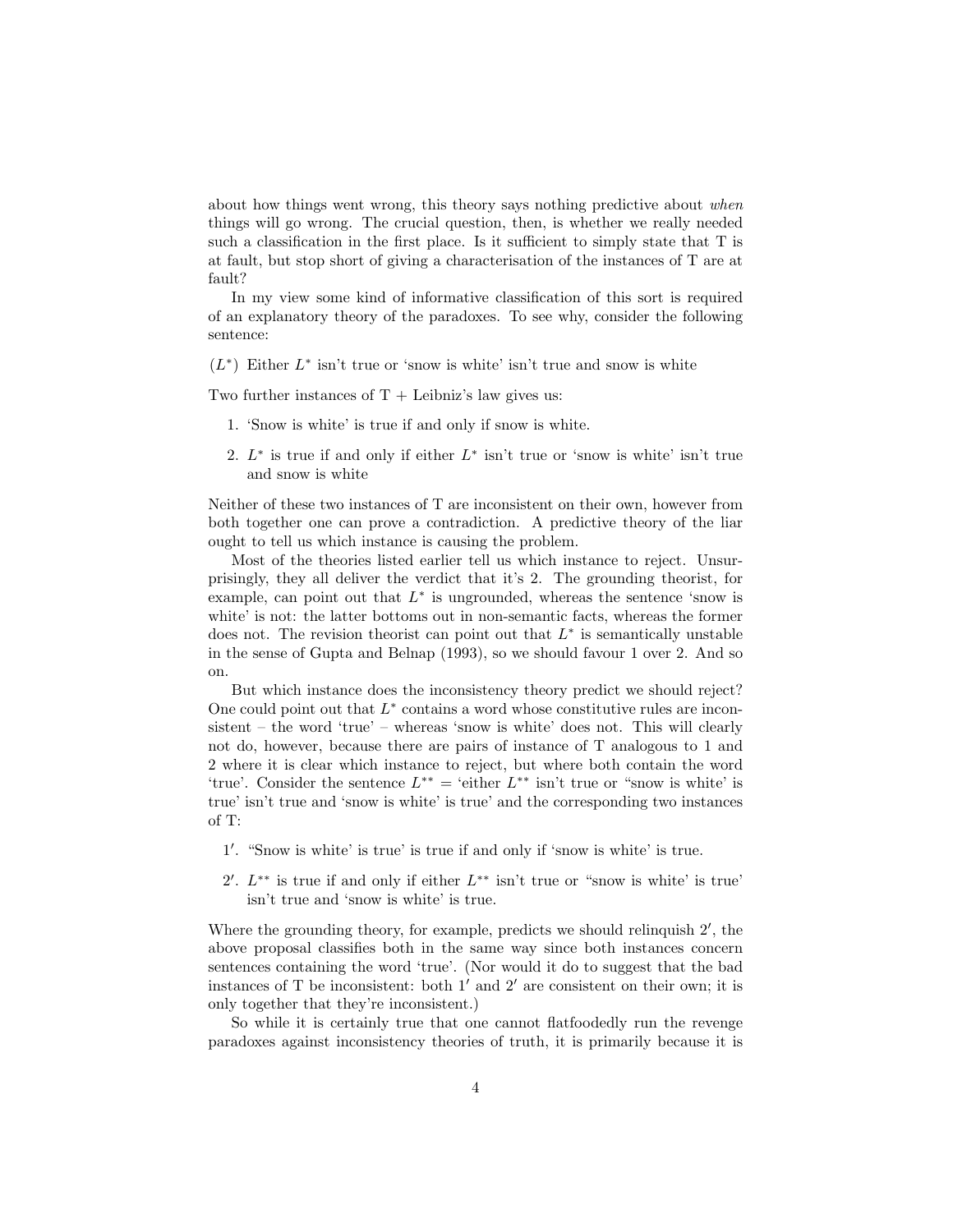about how things went wrong, this theory says nothing predictive about *when* things will go wrong. The crucial question, then, is whether we really needed such a classification in the first place. Is it sufficient to simply state that T is at fault, but stop short of giving a characterisation of the instances of T are at fault?

In my view some kind of informative classification of this sort is required of an explanatory theory of the paradoxes. To see why, consider the following sentence:

($L^*$) Either $L^*$ isn't true or 'snow is white' isn't true and snow is white

Two further instances of T + Leibniz's law gives us:

1. 'Snow is white' is true if and only if snow is white.
2. $L^*$ is true if and only if either $L^*$ isn't true or 'snow is white' isn't true and snow is white

Neither of these two instances of T are inconsistent on their own, however from both together one can prove a contradiction. A predictive theory of the liar ought to tell us which instance is causing the problem.

Most of the theories listed earlier tell us which instance to reject. Unsurprisingly, they all deliver the verdict that it's 2. The grounding theorist, for example, can point out that $L^*$ is ungrounded, whereas the sentence 'snow is white' is not: the latter bottoms out in non-semantic facts, whereas the former does not. The revision theorist can point out that $L^*$ is semantically unstable in the sense of Gupta and Belnap (1993), so we should favour 1 over 2. And so on.

But which instance does the inconsistency theory predict we should reject? One could point out that $L^*$ contains a word whose constitutive rules are inconsistent – the word 'true' – whereas 'snow is white' does not. This will clearly not do, however, because there are pairs of instance of T analogous to 1 and 2 where it is clear which instance to reject, but where both contain the word 'true'. Consider the sentence $L^{**}$ = 'either $L^{**}$ isn't true or "snow is white' is true' isn't true and 'snow is white' is true' and the corresponding two instances of T:

1′. "Snow is white' is true' is true if and only if 'snow is white' is true.

2′. $L^{**}$ is true if and only if either $L^{**}$ isn't true or "snow is white' is true' isn't true and 'snow is white' is true.

Where the grounding theory, for example, predicts we should relinquish 2′, the above proposal classifies both in the same way since both instances concern sentences containing the word 'true'. (Nor would it do to suggest that the bad instances of T be inconsistent: both 1′ and 2′ are consistent on their own; it is only together that they're inconsistent.)

So while it is certainly true that one cannot flatfoodedly run the revenge paradoxes against inconsistency theories of truth, it is primarily because it is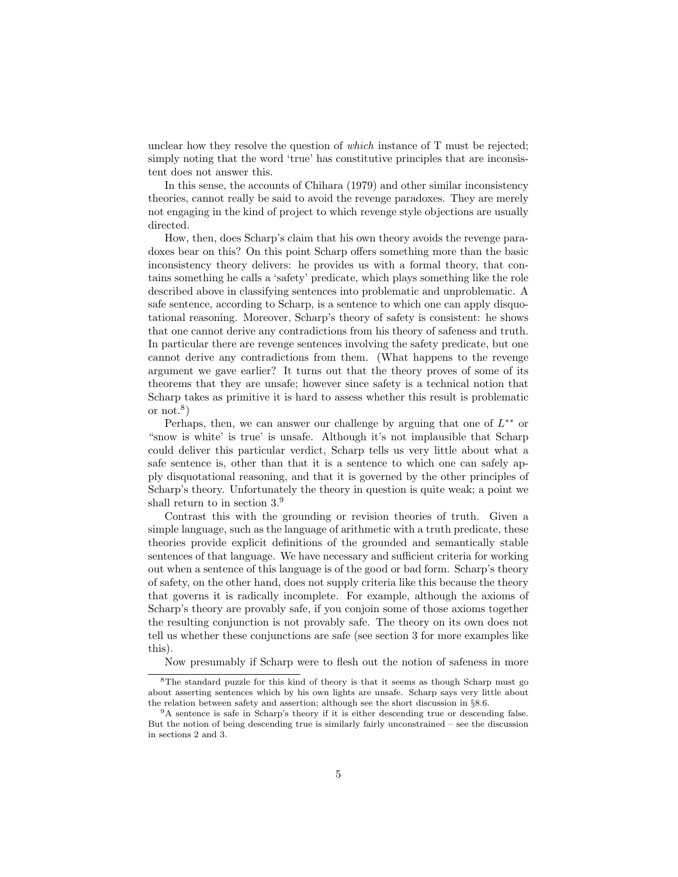unclear how they resolve the question of *which* instance of T must be rejected; simply noting that the word 'true' has constitutive principles that are inconsistent does not answer this.

In this sense, the accounts of Chihara (1979) and other similar inconsistency theories, cannot really be said to avoid the revenge paradoxes. They are merely not engaging in the kind of project to which revenge style objections are usually directed.

How, then, does Scharp's claim that his own theory avoids the revenge paradoxes bear on this? On this point Scharp offers something more than the basic inconsistency theory delivers: he provides us with a formal theory, that contains something he calls a 'safety' predicate, which plays something like the role described above in classifying sentences into problematic and unproblematic. A safe sentence, according to Scharp, is a sentence to which one can apply disquotational reasoning. Moreover, Scharp's theory of safety is consistent: he shows that one cannot derive any contradictions from his theory of safeness and truth. In particular there are revenge sentences involving the safety predicate, but one cannot derive any contradictions from them. (What happens to the revenge argument we gave earlier? It turns out that the theory proves of some of its theorems that they are unsafe; however since safety is a technical notion that Scharp takes as primitive it is hard to assess whether this result is problematic or not.[8])

Perhaps, then, we can answer our challenge by arguing that one of $L^{**}$ or "'snow is white' is true' is unsafe. Although it's not implausible that Scharp could deliver this particular verdict, Scharp tells us very little about what a safe sentence is, other than that it is a sentence to which one can safely apply disquotational reasoning, and that it is governed by the other principles of Scharp's theory. Unfortunately the theory in question is quite weak; a point we shall return to in section 3.[9]

Contrast this with the grounding or revision theories of truth. Given a simple language, such as the language of arithmetic with a truth predicate, these theories provide explicit definitions of the grounded and semantically stable sentences of that language. We have necessary and sufficient criteria for working out when a sentence of this language is of the good or bad form. Scharp's theory of safety, on the other hand, does not supply criteria like this because the theory that governs it is radically incomplete. For example, although the axioms of Scharp's theory are provably safe, if you conjoin some of those axioms together the resulting conjunction is not provably safe. The theory on its own does not tell us whether these conjunctions are safe (see section 3 for more examples like this).

Now presumably if Scharp were to flesh out the notion of safeness in more

[8]The standard puzzle for this kind of theory is that it seems as though Scharp must go about asserting sentences which by his own lights are unsafe. Scharp says very little about the relation between safety and assertion; although see the short discussion in §8.6.

[9]A sentence is safe in Scharp's theory if it is either descending true or descending false. But the notion of being descending true is similarly fairly unconstrained – see the discussion in sections 2 and 3.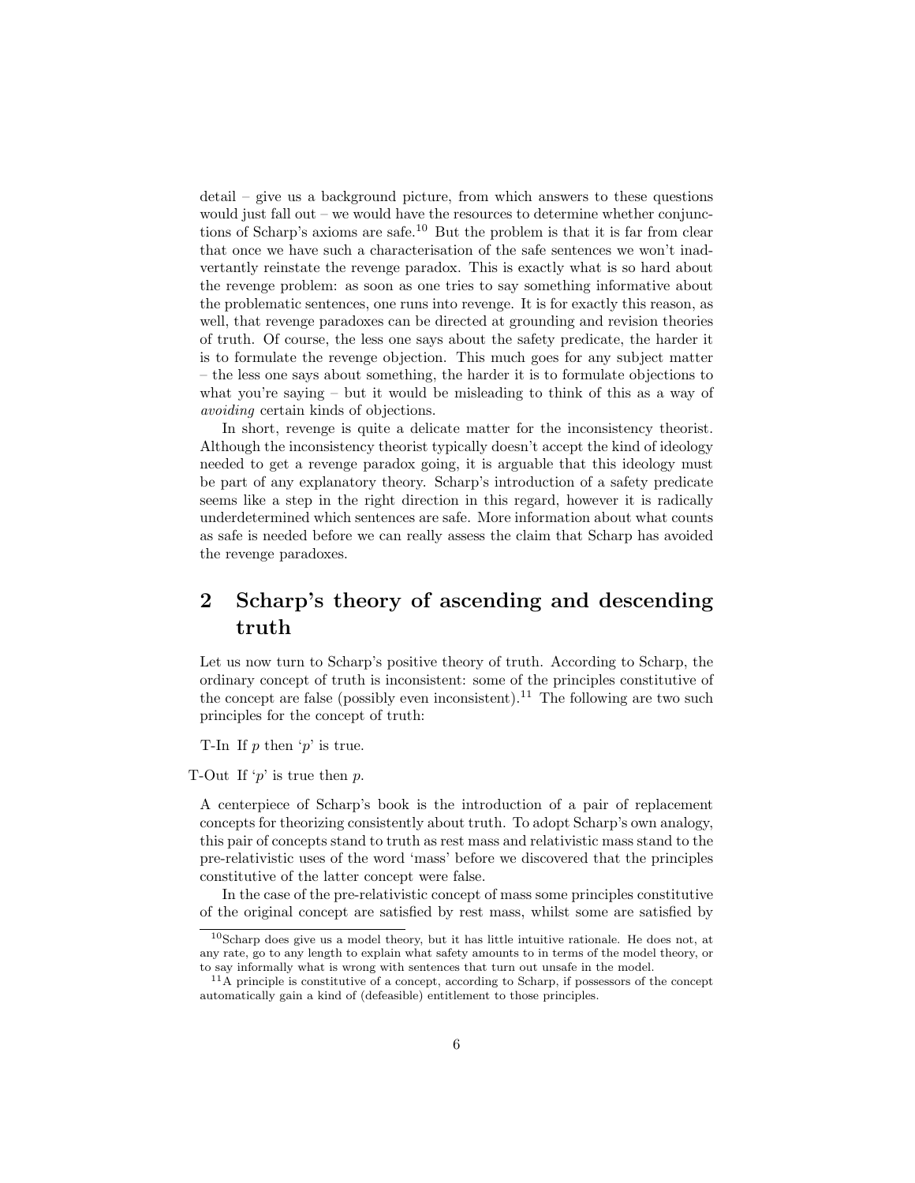detail – give us a background picture, from which answers to these questions would just fall out – we would have the resources to determine whether conjunctions of Scharp's axioms are safe.[10] But the problem is that it is far from clear that once we have such a characterisation of the safe sentences we won't inadvertantly reinstate the revenge paradox. This is exactly what is so hard about the revenge problem: as soon as one tries to say something informative about the problematic sentences, one runs into revenge. It is for exactly this reason, as well, that revenge paradoxes can be directed at grounding and revision theories of truth. Of course, the less one says about the safety predicate, the harder it is to formulate the revenge objection. This much goes for any subject matter – the less one says about something, the harder it is to formulate objections to what you're saying – but it would be misleading to think of this as a way of *avoiding* certain kinds of objections.

In short, revenge is quite a delicate matter for the inconsistency theorist. Although the inconsistency theorist typically doesn't accept the kind of ideology needed to get a revenge paradox going, it is arguable that this ideology must be part of any explanatory theory. Scharp's introduction of a safety predicate seems like a step in the right direction in this regard, however it is radically underdetermined which sentences are safe. More information about what counts as safe is needed before we can really assess the claim that Scharp has avoided the revenge paradoxes.

## 2 Scharp's theory of ascending and descending truth

Let us now turn to Scharp's positive theory of truth. According to Scharp, the ordinary concept of truth is inconsistent: some of the principles constitutive of the concept are false (possibly even inconsistent).[11] The following are two such principles for the concept of truth:

T-In If $p$ then '$p$' is true.

T-Out If '$p$' is true then $p$.

A centerpiece of Scharp's book is the introduction of a pair of replacement concepts for theorizing consistently about truth. To adopt Scharp's own analogy, this pair of concepts stand to truth as rest mass and relativistic mass stand to the pre-relativistic uses of the word 'mass' before we discovered that the principles constitutive of the latter concept were false.

In the case of the pre-relativistic concept of mass some principles constitutive of the original concept are satisfied by rest mass, whilst some are satisfied by

[10] Scharp does give us a model theory, but it has little intuitive rationale. He does not, at any rate, go to any length to explain what safety amounts to in terms of the model theory, or to say informally what is wrong with sentences that turn out unsafe in the model.

[11] A principle is constitutive of a concept, according to Scharp, if possessors of the concept automatically gain a kind of (defeasible) entitlement to those principles.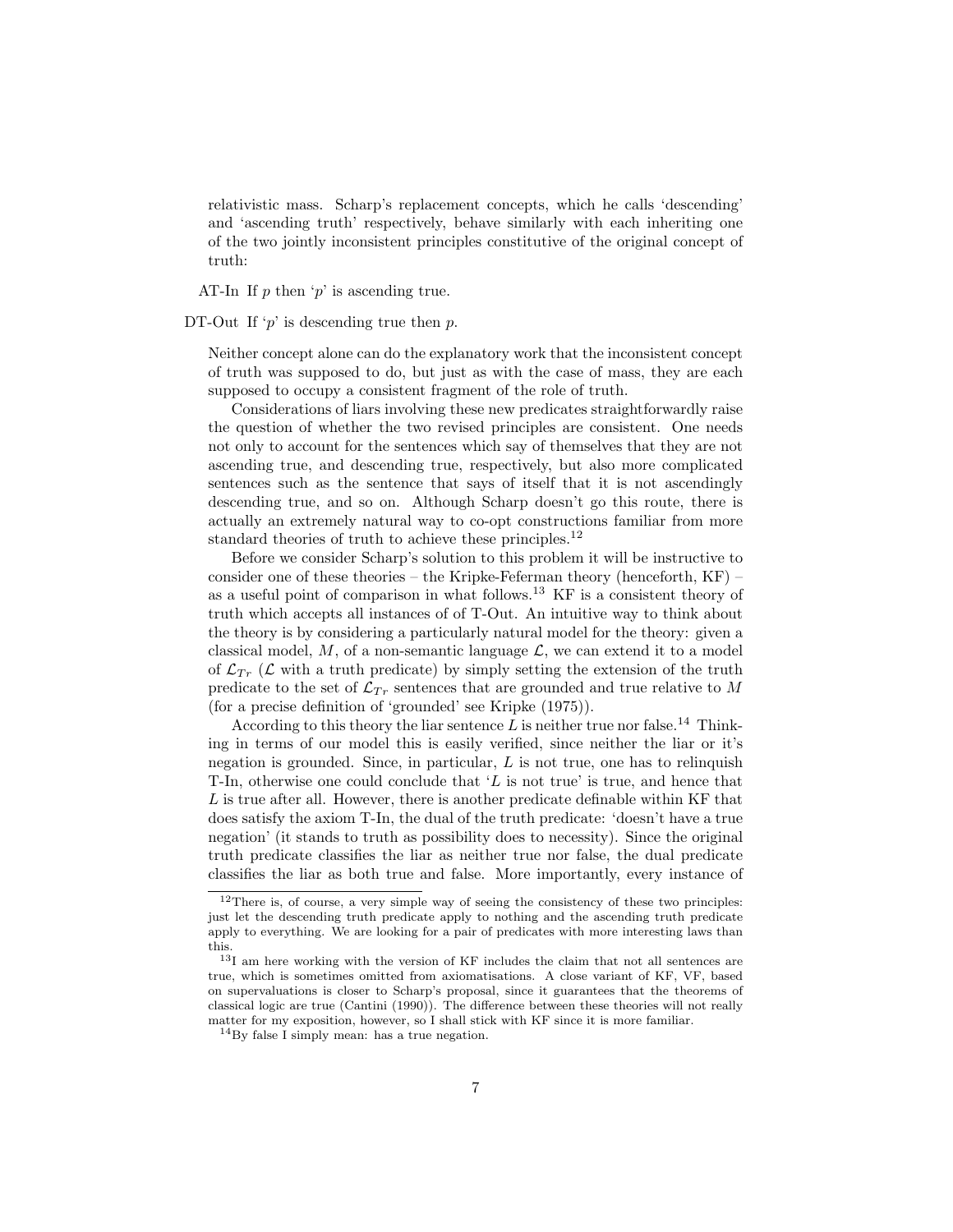relativistic mass. Scharp's replacement concepts, which he calls 'descending' and 'ascending truth' respectively, behave similarly with each inheriting one of the two jointly inconsistent principles constitutive of the original concept of truth:

AT-In If $p$ then '$p$' is ascending true.

DT-Out If '$p$' is descending true then $p$.

Neither concept alone can do the explanatory work that the inconsistent concept of truth was supposed to do, but just as with the case of mass, they are each supposed to occupy a consistent fragment of the role of truth.

Considerations of liars involving these new predicates straightforwardly raise the question of whether the two revised principles are consistent. One needs not only to account for the sentences which say of themselves that they are not ascending true, and descending true, respectively, but also more complicated sentences such as the sentence that says of itself that it is not ascendingly descending true, and so on. Although Scharp doesn't go this route, there is actually an extremely natural way to co-opt constructions familiar from more standard theories of truth to achieve these principles.[12]

Before we consider Scharp's solution to this problem it will be instructive to consider one of these theories – the Kripke-Feferman theory (henceforth, KF) – as a useful point of comparison in what follows.[13] KF is a consistent theory of truth which accepts all instances of of T-Out. An intuitive way to think about the theory is by considering a particularly natural model for the theory: given a classical model, $M$, of a non-semantic language $\mathcal{L}$, we can extend it to a model of $\mathcal{L}_{Tr}$ ($\mathcal{L}$ with a truth predicate) by simply setting the extension of the truth predicate to the set of $\mathcal{L}_{Tr}$ sentences that are grounded and true relative to $M$ (for a precise definition of 'grounded' see Kripke (1975)).

According to this theory the liar sentence $L$ is neither true nor false.[14] Thinking in terms of our model this is easily verified, since neither the liar or it's negation is grounded. Since, in particular, $L$ is not true, one has to relinquish T-In, otherwise one could conclude that '$L$ is not true' is true, and hence that $L$ is true after all. However, there is another predicate definable within KF that does satisfy the axiom T-In, the dual of the truth predicate: 'doesn't have a true negation' (it stands to truth as possibility does to necessity). Since the original truth predicate classifies the liar as neither true nor false, the dual predicate classifies the liar as both true and false. More importantly, every instance of

[12]There is, of course, a very simple way of seeing the consistency of these two principles: just let the descending truth predicate apply to nothing and the ascending truth predicate apply to everything. We are looking for a pair of predicates with more interesting laws than this.

[13]I am here working with the version of KF includes the claim that not all sentences are true, which is sometimes omitted from axiomatisations. A close variant of KF, VF, based on supervaluations is closer to Scharp's proposal, since it guarantees that the theorems of classical logic are true (Cantini (1990)). The difference between these theories will not really matter for my exposition, however, so I shall stick with KF since it is more familiar.

[14]By false I simply mean: has a true negation.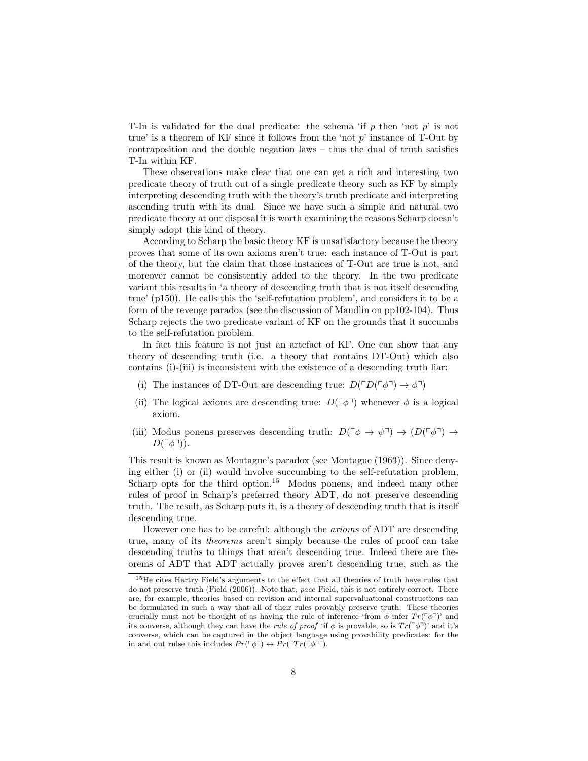T-In is validated for the dual predicate: the schema 'if $p$ then 'not $p$' is not true' is a theorem of KF since it follows from the 'not $p$' instance of T-Out by contraposition and the double negation laws – thus the dual of truth satisfies T-In within KF.

These observations make clear that one can get a rich and interesting two predicate theory of truth out of a single predicate theory such as KF by simply interpreting descending truth with the theory's truth predicate and interpreting ascending truth with its dual. Since we have such a simple and natural two predicate theory at our disposal it is worth examining the reasons Scharp doesn't simply adopt this kind of theory.

According to Scharp the basic theory KF is unsatisfactory because the theory proves that some of its own axioms aren't true: each instance of T-Out is part of the theory, but the claim that those instances of T-Out are true is not, and moreover cannot be consistently added to the theory. In the two predicate variant this results in 'a theory of descending truth that is not itself descending true' (p150). He calls this the 'self-refutation problem', and considers it to be a form of the revenge paradox (see the discussion of Maudlin on pp102-104). Thus Scharp rejects the two predicate variant of KF on the grounds that it succumbs to the self-refutation problem.

In fact this feature is not just an artefact of KF. One can show that any theory of descending truth (i.e. a theory that contains DT-Out) which also contains (i)-(iii) is inconsistent with the existence of a descending truth liar:

(i) The instances of DT-Out are descending true: $D(\ulcorner D(\ulcorner \phi \urcorner) \to \phi \urcorner)$

(ii) The logical axioms are descending true: $D(\ulcorner \phi \urcorner)$ whenever $\phi$ is a logical axiom.

(iii) Modus ponens preserves descending truth: $D(\ulcorner \phi \to \psi \urcorner) \to (D(\ulcorner \phi \urcorner) \to D(\ulcorner \phi \urcorner))$.

This result is known as Montague's paradox (see Montague (1963)). Since denying either (i) or (ii) would involve succumbing to the self-refutation problem, Scharp opts for the third option.[15] Modus ponens, and indeed many other rules of proof in Scharp's preferred theory ADT, do not preserve descending truth. The result, as Scharp puts it, is a theory of descending truth that is itself descending true.

However one has to be careful: although the *axioms* of ADT are descending true, many of its *theorems* aren't simply because the rules of proof can take descending truths to things that aren't descending true. Indeed there are theorems of ADT that ADT actually proves aren't descending true, such as the

[15] He cites Hartry Field's arguments to the effect that all theories of truth have rules that do not preserve truth (Field (2006)). Note that, *pace* Field, this is not entirely correct. There are, for example, theories based on revision and internal supervaluational constructions can be formulated in such a way that all of their rules provably preserve truth. These theories crucially must not be thought of as having the rule of inference 'from $\phi$ infer $Tr(\ulcorner \phi \urcorner)$' and its converse, although they can have the *rule of proof* 'if $\phi$ is provable, so is $Tr(\ulcorner \phi \urcorner)$' and it's converse, which can be captured in the object language using provability predicates: for the in and out rulse this includes $Pr(\ulcorner \phi \urcorner) \leftrightarrow Pr(\ulcorner Tr(\ulcorner \phi \urcorner) \urcorner)$.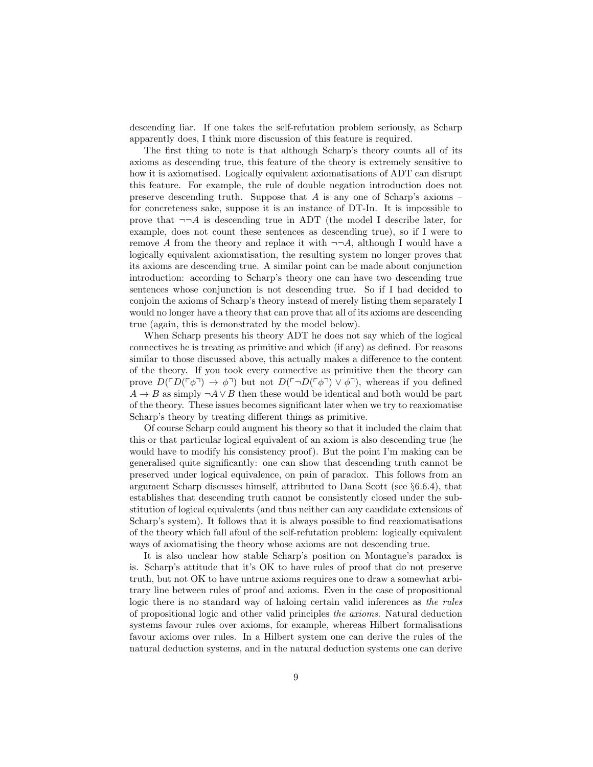descending liar. If one takes the self-refutation problem seriously, as Scharp apparently does, I think more discussion of this feature is required.

The first thing to note is that although Scharp's theory counts all of its axioms as descending true, this feature of the theory is extremely sensitive to how it is axiomatised. Logically equivalent axiomatisations of ADT can disrupt this feature. For example, the rule of double negation introduction does not preserve descending truth. Suppose that $A$ is any one of Scharp's axioms – for concreteness sake, suppose it is an instance of DT-In. It is impossible to prove that $\neg\neg A$ is descending true in ADT (the model I describe later, for example, does not count these sentences as descending true), so if I were to remove $A$ from the theory and replace it with $\neg\neg A$, although I would have a logically equivalent axiomatisation, the resulting system no longer proves that its axioms are descending true. A similar point can be made about conjunction introduction: according to Scharp's theory one can have two descending true sentences whose conjunction is not descending true. So if I had decided to conjoin the axioms of Scharp's theory instead of merely listing them separately I would no longer have a theory that can prove that all of its axioms are descending true (again, this is demonstrated by the model below).

When Scharp presents his theory ADT he does not say which of the logical connectives he is treating as primitive and which (if any) as defined. For reasons similar to those discussed above, this actually makes a difference to the content of the theory. If you took every connective as primitive then the theory can prove $D(\ulcorner D(\ulcorner \phi \urcorner) \rightarrow \phi \urcorner)$ but not $D(\ulcorner \neg D(\ulcorner \phi \urcorner) \vee \phi \urcorner)$, whereas if you defined $A \rightarrow B$ as simply $\neg A \vee B$ then these would be identical and both would be part of the theory. These issues becomes significant later when we try to reaxiomatise Scharp's theory by treating different things as primitive.

Of course Scharp could augment his theory so that it included the claim that this or that particular logical equivalent of an axiom is also descending true (he would have to modify his consistency proof). But the point I'm making can be generalised quite significantly: one can show that descending truth cannot be preserved under logical equivalence, on pain of paradox. This follows from an argument Scharp discusses himself, attributed to Dana Scott (see §6.6.4), that establishes that descending truth cannot be consistently closed under the substitution of logical equivalents (and thus neither can any candidate extensions of Scharp's system). It follows that it is always possible to find reaxiomatisations of the theory which fall afoul of the self-refutation problem: logically equivalent ways of axiomatising the theory whose axioms are not descending true.

It is also unclear how stable Scharp's position on Montague's paradox is is. Scharp's attitude that it's OK to have rules of proof that do not preserve truth, but not OK to have untrue axioms requires one to draw a somewhat arbitrary line between rules of proof and axioms. Even in the case of propositional logic there is no standard way of haloing certain valid inferences as *the rules* of propositional logic and other valid principles *the axioms*. Natural deduction systems favour rules over axioms, for example, whereas Hilbert formalisations favour axioms over rules. In a Hilbert system one can derive the rules of the natural deduction systems, and in the natural deduction systems one can derive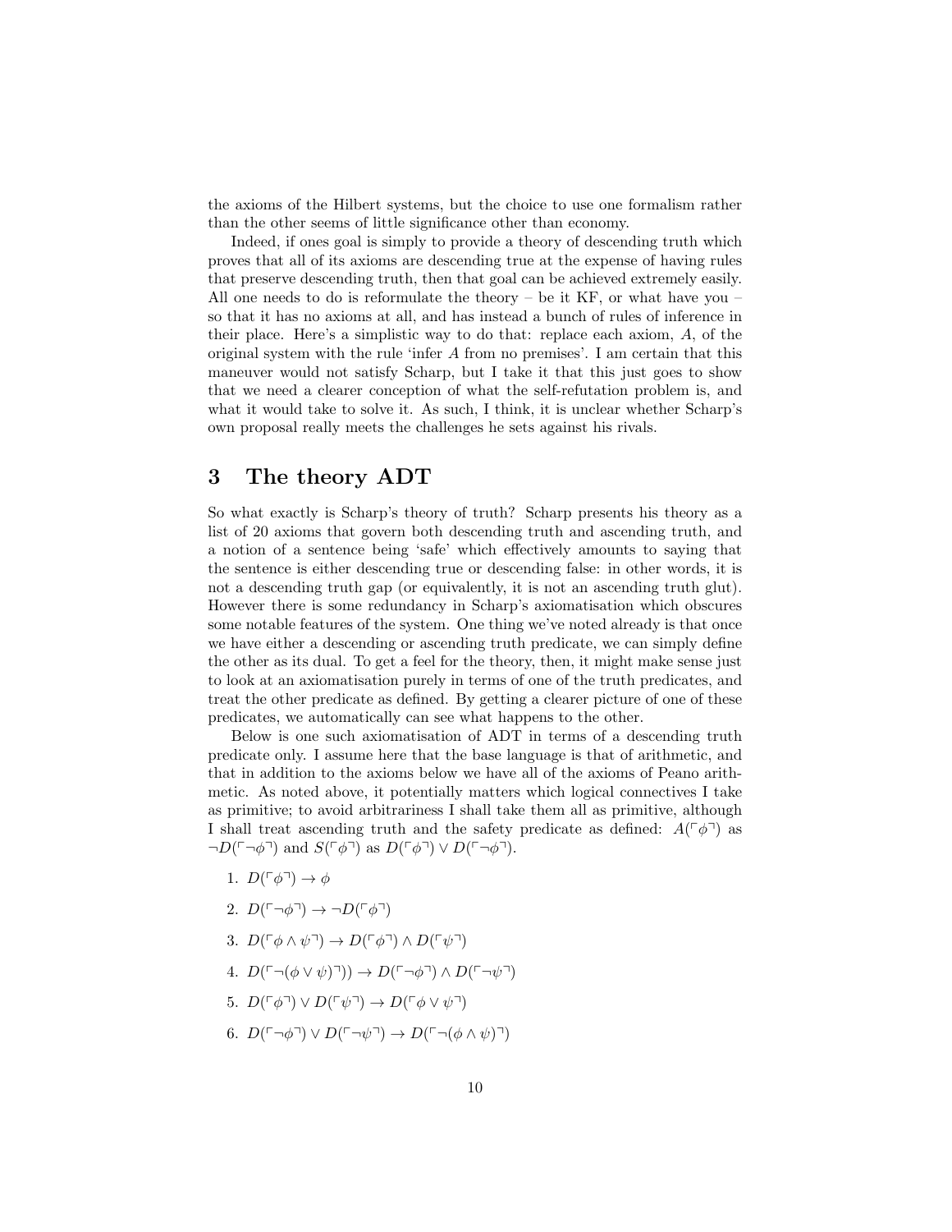the axioms of the Hilbert systems, but the choice to use one formalism rather than the other seems of little significance other than economy.

Indeed, if ones goal is simply to provide a theory of descending truth which proves that all of its axioms are descending true at the expense of having rules that preserve descending truth, then that goal can be achieved extremely easily. All one needs to do is reformulate the theory – be it KF, or what have you – so that it has no axioms at all, and has instead a bunch of rules of inference in their place. Here's a simplistic way to do that: replace each axiom, $A$, of the original system with the rule 'infer $A$ from no premises'. I am certain that this maneuver would not satisfy Scharp, but I take it that this just goes to show that we need a clearer conception of what the self-refutation problem is, and what it would take to solve it. As such, I think, it is unclear whether Scharp's own proposal really meets the challenges he sets against his rivals.

## 3 The theory ADT

So what exactly is Scharp's theory of truth? Scharp presents his theory as a list of 20 axioms that govern both descending truth and ascending truth, and a notion of a sentence being 'safe' which effectively amounts to saying that the sentence is either descending true or descending false: in other words, it is not a descending truth gap (or equivalently, it is not an ascending truth glut). However there is some redundancy in Scharp's axiomatisation which obscures some notable features of the system. One thing we've noted already is that once we have either a descending or ascending truth predicate, we can simply define the other as its dual. To get a feel for the theory, then, it might make sense just to look at an axiomatisation purely in terms of one of the truth predicates, and treat the other predicate as defined. By getting a clearer picture of one of these predicates, we automatically can see what happens to the other.

Below is one such axiomatisation of ADT in terms of a descending truth predicate only. I assume here that the base language is that of arithmetic, and that in addition to the axioms below we have all of the axioms of Peano arithmetic. As noted above, it potentially matters which logical connectives I take as primitive; to avoid arbitrariness I shall take them all as primitive, although I shall treat ascending truth and the safety predicate as defined: $A(\ulcorner\phi\urcorner)$ as $\neg D(\ulcorner\neg\phi\urcorner)$ and $S(\ulcorner\phi\urcorner)$ as $D(\ulcorner\phi\urcorner) \vee D(\ulcorner\neg\phi\urcorner)$.

1. $D(\ulcorner\phi\urcorner) \to \phi$
2. $D(\ulcorner\neg\phi\urcorner) \to \neg D(\ulcorner\phi\urcorner)$
3. $D(\ulcorner\phi \wedge \psi\urcorner) \to D(\ulcorner\phi\urcorner) \wedge D(\ulcorner\psi\urcorner)$
4. $D(\ulcorner\neg(\phi \vee \psi)\urcorner)) \to D(\ulcorner\neg\phi\urcorner) \wedge D(\ulcorner\neg\psi\urcorner)$
5. $D(\ulcorner\phi\urcorner) \vee D(\ulcorner\psi\urcorner) \to D(\ulcorner\phi \vee \psi\urcorner)$
6. $D(\ulcorner\neg\phi\urcorner) \vee D(\ulcorner\neg\psi\urcorner) \to D(\ulcorner\neg(\phi \wedge \psi)\urcorner)$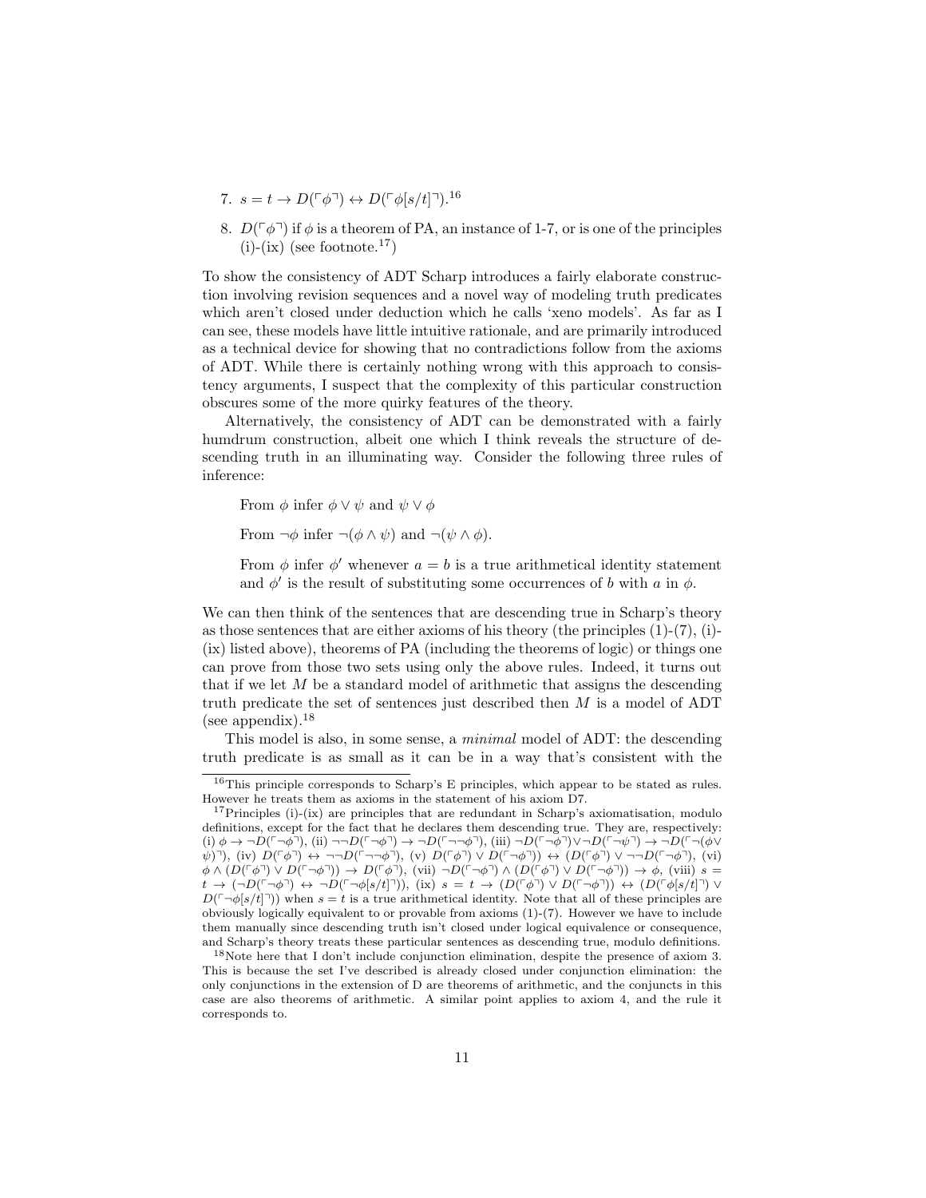7. $s = t \rightarrow D(\ulcorner \phi \urcorner) \leftrightarrow D(\ulcorner \phi[s/t] \urcorner)$.[16]

8. $D(\ulcorner \phi \urcorner)$ if $\phi$ is a theorem of PA, an instance of 1-7, or is one of the principles (i)-(ix) (see footnote.[17])

To show the consistency of ADT Scharp introduces a fairly elaborate construction involving revision sequences and a novel way of modeling truth predicates which aren't closed under deduction which he calls 'xeno models'. As far as I can see, these models have little intuitive rationale, and are primarily introduced as a technical device for showing that no contradictions follow from the axioms of ADT. While there is certainly nothing wrong with this approach to consistency arguments, I suspect that the complexity of this particular construction obscures some of the more quirky features of the theory.

Alternatively, the consistency of ADT can be demonstrated with a fairly humdrum construction, albeit one which I think reveals the structure of descending truth in an illuminating way. Consider the following three rules of inference:

> From $\phi$ infer $\phi \vee \psi$ and $\psi \vee \phi$
>
> From $\neg\phi$ infer $\neg(\phi \wedge \psi)$ and $\neg(\psi \wedge \phi)$.
>
> From $\phi$ infer $\phi'$ whenever $a = b$ is a true arithmetical identity statement and $\phi'$ is the result of substituting some occurrences of $b$ with $a$ in $\phi$.

We can then think of the sentences that are descending true in Scharp's theory as those sentences that are either axioms of his theory (the principles (1)-(7), (i)-(ix) listed above), theorems of PA (including the theorems of logic) or things one can prove from those two sets using only the above rules. Indeed, it turns out that if we let $M$ be a standard model of arithmetic that assigns the descending truth predicate the set of sentences just described then $M$ is a model of ADT (see appendix).[18]

This model is also, in some sense, a *minimal* model of ADT: the descending truth predicate is as small as it can be in a way that's consistent with the

[16] This principle corresponds to Scharp's E principles, which appear to be stated as rules. However he treats them as axioms in the statement of his axiom D7.

[17] Principles (i)-(ix) are principles that are redundant in Scharp's axiomatisation, modulo definitions, except for the fact that he declares them descending true. They are, respectively: (i) $\phi \rightarrow \neg D(\ulcorner \neg\phi \urcorner)$, (ii) $\neg\neg D(\ulcorner \neg\phi \urcorner) \rightarrow \neg D(\ulcorner \neg\neg\phi \urcorner)$, (iii) $\neg D(\ulcorner \neg\phi \urcorner) \vee \neg D(\ulcorner \neg\psi \urcorner) \rightarrow \neg D(\ulcorner \neg(\phi \vee \psi) \urcorner)$, (iv) $D(\ulcorner \phi \urcorner) \leftrightarrow \neg\neg D(\ulcorner \neg\neg\phi \urcorner)$, (v) $D(\ulcorner \phi \urcorner) \vee D(\ulcorner \neg\phi \urcorner) \leftrightarrow (D(\ulcorner \phi \urcorner) \vee \neg\neg D(\ulcorner \neg\phi \urcorner)$, (vi) $\phi \wedge (D(\ulcorner \phi \urcorner) \vee D(\ulcorner \neg\phi \urcorner)) \rightarrow D(\ulcorner \phi \urcorner)$, (vii) $\neg D(\ulcorner \neg\phi \urcorner) \wedge (D(\ulcorner \phi \urcorner) \vee D(\ulcorner \neg\phi \urcorner)) \rightarrow \phi$, (viii) $s = t \rightarrow (\neg D(\ulcorner \neg\phi \urcorner) \leftrightarrow \neg D(\ulcorner \neg\phi[s/t] \urcorner))$, (ix) $s = t \rightarrow (D(\ulcorner \phi \urcorner) \vee D(\ulcorner \neg\phi \urcorner)) \leftrightarrow (D(\ulcorner \phi[s/t] \urcorner) \vee D(\ulcorner \neg\phi[s/t] \urcorner))$ when $s = t$ is a true arithmetical identity. Note that all of these principles are obviously logically equivalent to or provable from axioms (1)-(7). However we have to include them manually since descending truth isn't closed under logical equivalence or consequence, and Scharp's theory treats these particular sentences as descending true, modulo definitions.

[18] Note here that I don't include conjunction elimination, despite the presence of axiom 3. This is because the set I've described is already closed under conjunction elimination: the only conjunctions in the extension of D are theorems of arithmetic, and the conjuncts in this case are also theorems of arithmetic. A similar point applies to axiom 4, and the rule it corresponds to.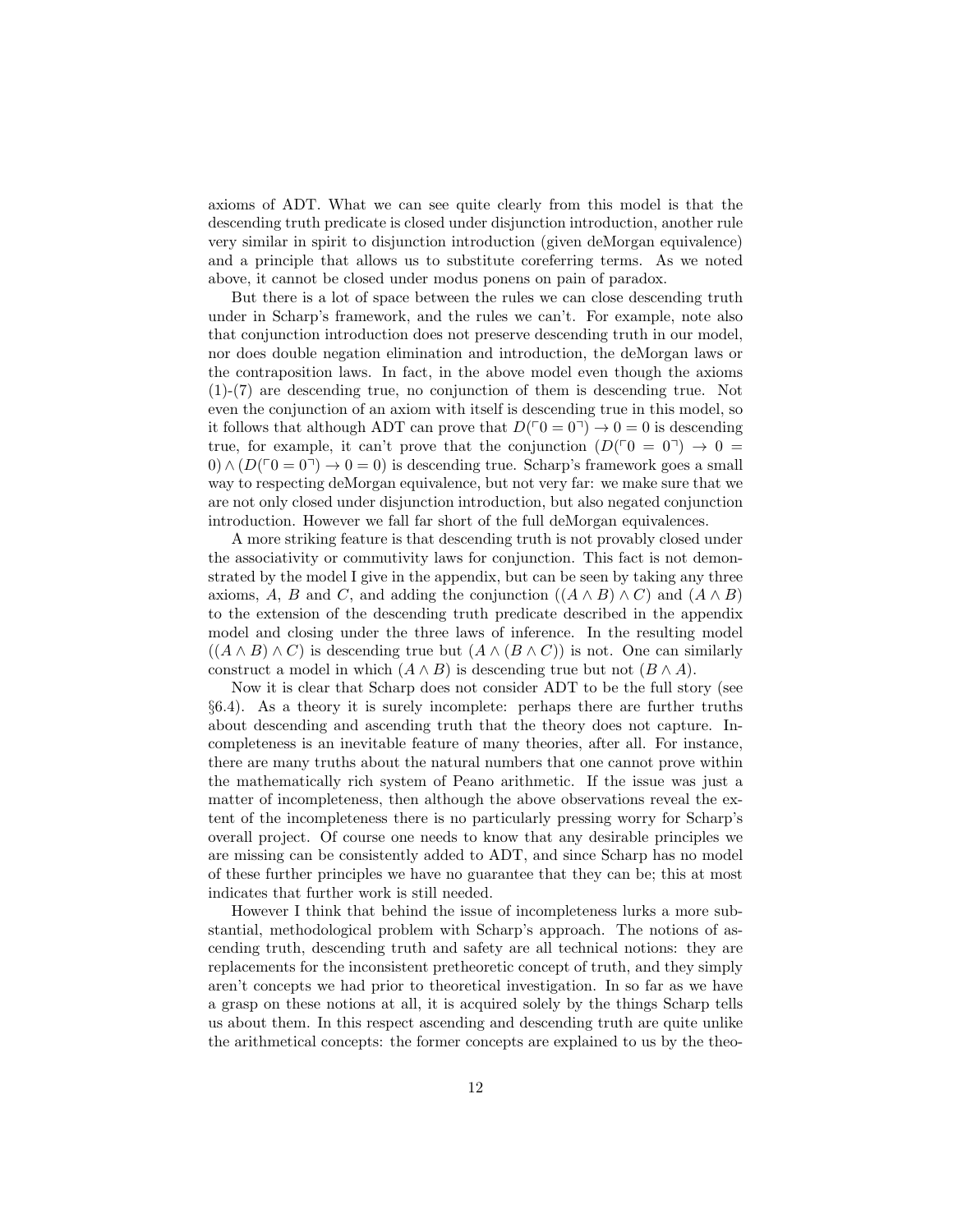axioms of ADT. What we can see quite clearly from this model is that the descending truth predicate is closed under disjunction introduction, another rule very similar in spirit to disjunction introduction (given deMorgan equivalence) and a principle that allows us to substitute coreferring terms. As we noted above, it cannot be closed under modus ponens on pain of paradox.

But there is a lot of space between the rules we can close descending truth under in Scharp's framework, and the rules we can't. For example, note also that conjunction introduction does not preserve descending truth in our model, nor does double negation elimination and introduction, the deMorgan laws or the contraposition laws. In fact, in the above model even though the axioms (1)-(7) are descending true, no conjunction of them is descending true. Not even the conjunction of an axiom with itself is descending true in this model, so it follows that although ADT can prove that $D(\ulcorner 0 = 0 \urcorner) \rightarrow 0 = 0$ is descending true, for example, it can't prove that the conjunction $(D(\ulcorner 0 = 0 \urcorner) \rightarrow 0 = 0) \wedge (D(\ulcorner 0 = 0 \urcorner) \rightarrow 0 = 0)$ is descending true. Scharp's framework goes a small way to respecting deMorgan equivalence, but not very far: we make sure that we are not only closed under disjunction introduction, but also negated conjunction introduction. However we fall far short of the full deMorgan equivalences.

A more striking feature is that descending truth is not provably closed under the associativity or commutivity laws for conjunction. This fact is not demonstrated by the model I give in the appendix, but can be seen by taking any three axioms, $A$, $B$ and $C$, and adding the conjunction $((A \wedge B) \wedge C)$ and $(A \wedge B)$ to the extension of the descending truth predicate described in the appendix model and closing under the three laws of inference. In the resulting model $((A \wedge B) \wedge C)$ is descending true but $(A \wedge (B \wedge C))$ is not. One can similarly construct a model in which $(A \wedge B)$ is descending true but not $(B \wedge A)$.

Now it is clear that Scharp does not consider ADT to be the full story (see §6.4). As a theory it is surely incomplete: perhaps there are further truths about descending and ascending truth that the theory does not capture. Incompleteness is an inevitable feature of many theories, after all. For instance, there are many truths about the natural numbers that one cannot prove within the mathematically rich system of Peano arithmetic. If the issue was just a matter of incompleteness, then although the above observations reveal the extent of the incompleteness there is no particularly pressing worry for Scharp's overall project. Of course one needs to know that any desirable principles we are missing can be consistently added to ADT, and since Scharp has no model of these further principles we have no guarantee that they can be; this at most indicates that further work is still needed.

However I think that behind the issue of incompleteness lurks a more substantial, methodological problem with Scharp's approach. The notions of ascending truth, descending truth and safety are all technical notions: they are replacements for the inconsistent pretheoretic concept of truth, and they simply aren't concepts we had prior to theoretical investigation. In so far as we have a grasp on these notions at all, it is acquired solely by the things Scharp tells us about them. In this respect ascending and descending truth are quite unlike the arithmetical concepts: the former concepts are explained to us by the theo-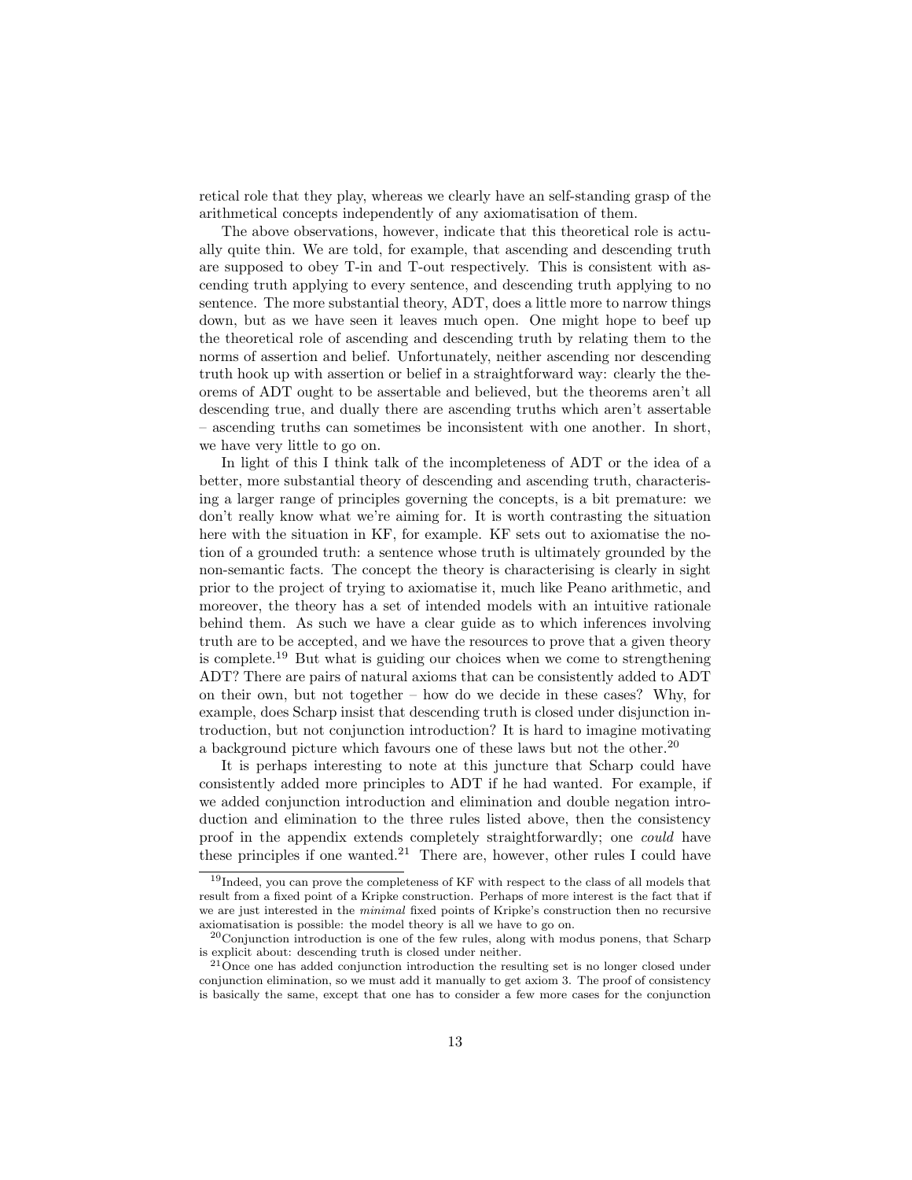retical role that they play, whereas we clearly have an self-standing grasp of the arithmetical concepts independently of any axiomatisation of them.

The above observations, however, indicate that this theoretical role is actually quite thin. We are told, for example, that ascending and descending truth are supposed to obey T-in and T-out respectively. This is consistent with ascending truth applying to every sentence, and descending truth applying to no sentence. The more substantial theory, ADT, does a little more to narrow things down, but as we have seen it leaves much open. One might hope to beef up the theoretical role of ascending and descending truth by relating them to the norms of assertion and belief. Unfortunately, neither ascending nor descending truth hook up with assertion or belief in a straightforward way: clearly the theorems of ADT ought to be assertable and believed, but the theorems aren't all descending true, and dually there are ascending truths which aren't assertable – ascending truths can sometimes be inconsistent with one another. In short, we have very little to go on.

In light of this I think talk of the incompleteness of ADT or the idea of a better, more substantial theory of descending and ascending truth, characterising a larger range of principles governing the concepts, is a bit premature: we don't really know what we're aiming for. It is worth contrasting the situation here with the situation in KF, for example. KF sets out to axiomatise the notion of a grounded truth: a sentence whose truth is ultimately grounded by the non-semantic facts. The concept the theory is characterising is clearly in sight prior to the project of trying to axiomatise it, much like Peano arithmetic, and moreover, the theory has a set of intended models with an intuitive rationale behind them. As such we have a clear guide as to which inferences involving truth are to be accepted, and we have the resources to prove that a given theory is complete.[19] But what is guiding our choices when we come to strengthening ADT? There are pairs of natural axioms that can be consistently added to ADT on their own, but not together – how do we decide in these cases? Why, for example, does Scharp insist that descending truth is closed under disjunction introduction, but not conjunction introduction? It is hard to imagine motivating a background picture which favours one of these laws but not the other.[20]

It is perhaps interesting to note at this juncture that Scharp could have consistently added more principles to ADT if he had wanted. For example, if we added conjunction introduction and elimination and double negation introduction and elimination to the three rules listed above, then the consistency proof in the appendix extends completely straightforwardly; one *could* have these principles if one wanted.[21] There are, however, other rules I could have

[19] Indeed, you can prove the completeness of KF with respect to the class of all models that result from a fixed point of a Kripke construction. Perhaps of more interest is the fact that if we are just interested in the *minimal* fixed points of Kripke's construction then no recursive axiomatisation is possible: the model theory is all we have to go on.

[20] Conjunction introduction is one of the few rules, along with modus ponens, that Scharp is explicit about: descending truth is closed under neither.

[21] Once one has added conjunction introduction the resulting set is no longer closed under conjunction elimination, so we must add it manually to get axiom 3. The proof of consistency is basically the same, except that one has to consider a few more cases for the conjunction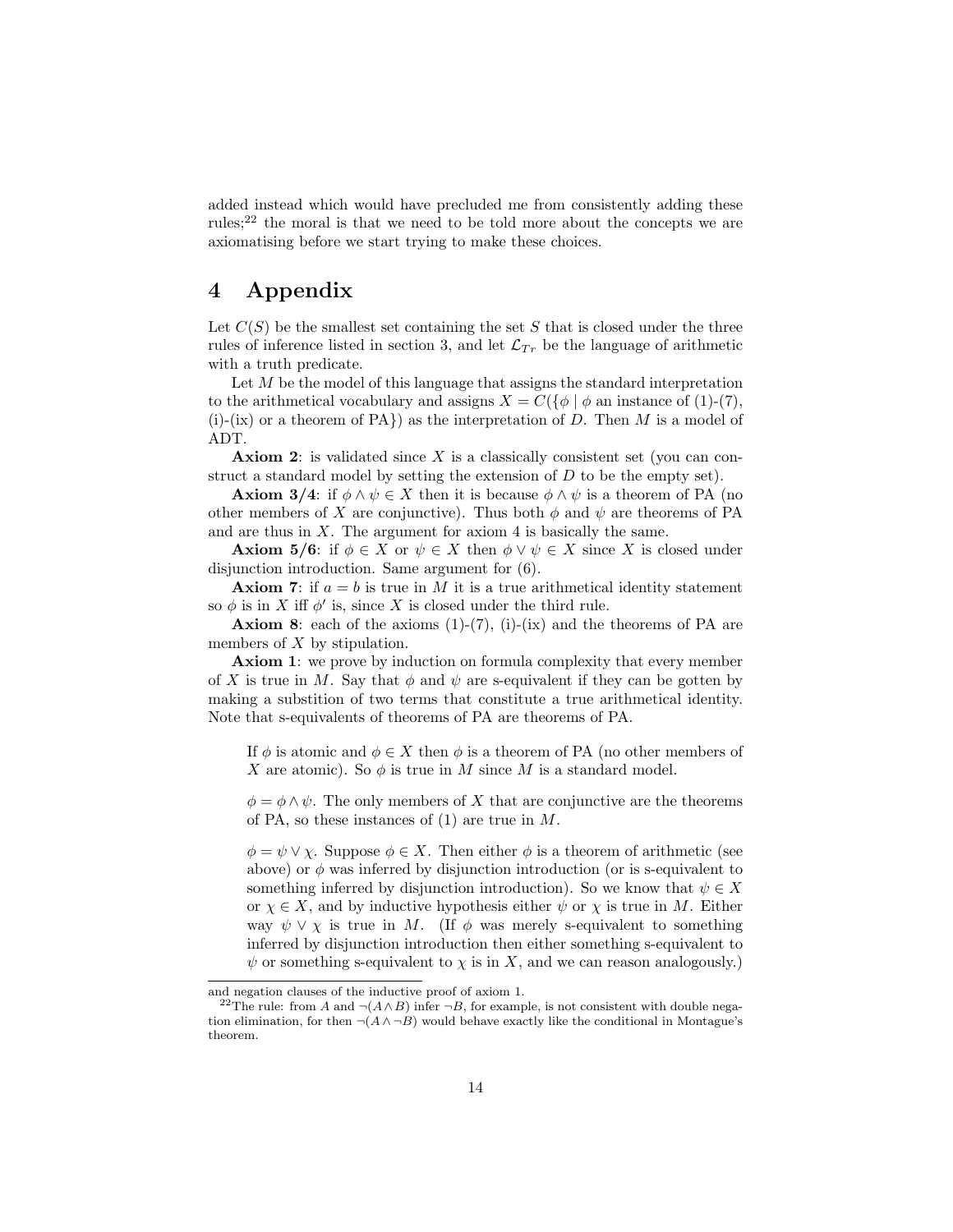added instead which would have precluded me from consistently adding these rules;[22] the moral is that we need to be told more about the concepts we are axiomatising before we start trying to make these choices.

# 4 Appendix

Let $C(S)$ be the smallest set containing the set $S$ that is closed under the three rules of inference listed in section 3, and let $\mathcal{L}_{Tr}$ be the language of arithmetic with a truth predicate.

Let $M$ be the model of this language that assigns the standard interpretation to the arithmetical vocabulary and assigns $X = C(\{\phi \mid \phi$ an instance of (1)-(7), (i)-(ix) or a theorem of PA$\})$ as the interpretation of $D$. Then $M$ is a model of ADT.

**Axiom 2**: is validated since $X$ is a classically consistent set (you can construct a standard model by setting the extension of $D$ to be the empty set).

**Axiom 3/4**: if $\phi \wedge \psi \in X$ then it is because $\phi \wedge \psi$ is a theorem of PA (no other members of $X$ are conjunctive). Thus both $\phi$ and $\psi$ are theorems of PA and are thus in $X$. The argument for axiom 4 is basically the same.

**Axiom 5/6**: if $\phi \in X$ or $\psi \in X$ then $\phi \vee \psi \in X$ since $X$ is closed under disjunction introduction. Same argument for (6).

**Axiom 7**: if $a = b$ is true in $M$ it is a true arithmetical identity statement so $\phi$ is in $X$ iff $\phi'$ is, since $X$ is closed under the third rule.

**Axiom 8**: each of the axioms (1)-(7), (i)-(ix) and the theorems of PA are members of $X$ by stipulation.

**Axiom 1**: we prove by induction on formula complexity that every member of $X$ is true in $M$. Say that $\phi$ and $\psi$ are s-equivalent if they can be gotten by making a substition of two terms that constitute a true arithmetical identity. Note that s-equivalents of theorems of PA are theorems of PA.

> If $\phi$ is atomic and $\phi \in X$ then $\phi$ is a theorem of PA (no other members of $X$ are atomic). So $\phi$ is true in $M$ since $M$ is a standard model.
>
> $\phi = \phi \wedge \psi$. The only members of $X$ that are conjunctive are the theorems of PA, so these instances of (1) are true in $M$.
>
> $\phi = \psi \vee \chi$. Suppose $\phi \in X$. Then either $\phi$ is a theorem of arithmetic (see above) or $\phi$ was inferred by disjunction introduction (or is s-equivalent to something inferred by disjunction introduction). So we know that $\psi \in X$ or $\chi \in X$, and by inductive hypothesis either $\psi$ or $\chi$ is true in $M$. Either way $\psi \vee \chi$ is true in $M$. (If $\phi$ was merely s-equivalent to something inferred by disjunction introduction then either something s-equivalent to $\psi$ or something s-equivalent to $\chi$ is in $X$, and we can reason analogously.)

---

and negation clauses of the inductive proof of axiom 1.

[22] The rule: from $A$ and $\neg(A \wedge B)$ infer $\neg B$, for example, is not consistent with double negation elimination, for then $\neg(A \wedge \neg B)$ would behave exactly like the conditional in Montague's theorem.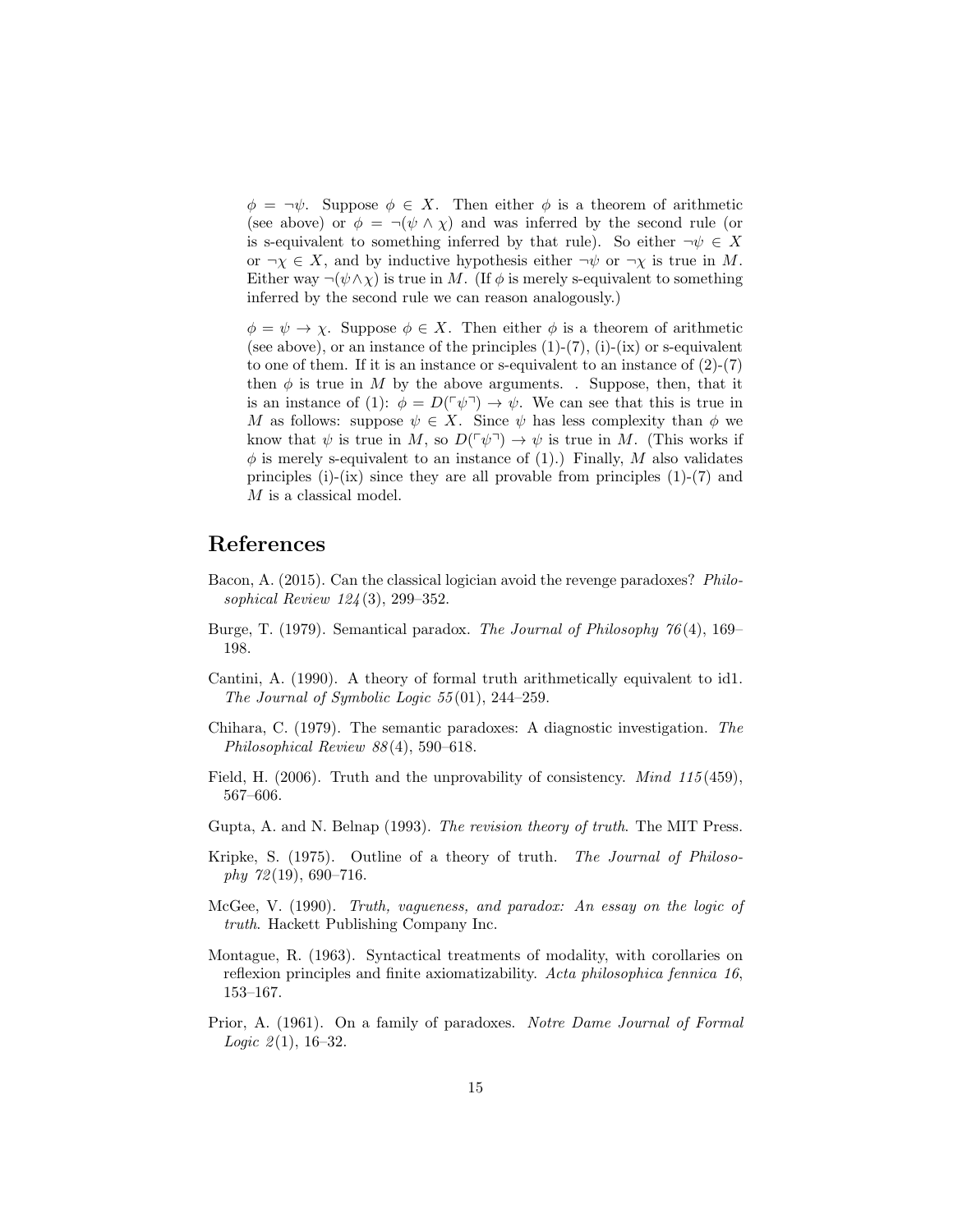$\phi = \neg\psi$. Suppose $\phi \in X$. Then either $\phi$ is a theorem of arithmetic (see above) or $\phi = \neg(\psi \wedge \chi)$ and was inferred by the second rule (or is s-equivalent to something inferred by that rule). So either $\neg\psi \in X$ or $\neg\chi \in X$, and by inductive hypothesis either $\neg\psi$ or $\neg\chi$ is true in $M$. Either way $\neg(\psi \wedge \chi)$ is true in $M$. (If $\phi$ is merely s-equivalent to something inferred by the second rule we can reason analogously.)

$\phi = \psi \to \chi$. Suppose $\phi \in X$. Then either $\phi$ is a theorem of arithmetic (see above), or an instance of the principles (1)-(7), (i)-(ix) or s-equivalent to one of them. If it is an instance or s-equivalent to an instance of (2)-(7) then $\phi$ is true in $M$ by the above arguments. . Suppose, then, that it is an instance of (1): $\phi = D(\ulcorner\psi\urcorner) \to \psi$. We can see that this is true in $M$ as follows: suppose $\psi \in X$. Since $\psi$ has less complexity than $\phi$ we know that $\psi$ is true in $M$, so $D(\ulcorner\psi\urcorner) \to \psi$ is true in $M$. (This works if $\phi$ is merely s-equivalent to an instance of (1).) Finally, $M$ also validates principles (i)-(ix) since they are all provable from principles (1)-(7) and $M$ is a classical model.

# References

Bacon, A. (2015). Can the classical logician avoid the revenge paradoxes? *Philosophical Review 124*(3), 299–352.

Burge, T. (1979). Semantical paradox. *The Journal of Philosophy 76*(4), 169–198.

Cantini, A. (1990). A theory of formal truth arithmetically equivalent to id1. *The Journal of Symbolic Logic 55*(01), 244–259.

Chihara, C. (1979). The semantic paradoxes: A diagnostic investigation. *The Philosophical Review 88*(4), 590–618.

Field, H. (2006). Truth and the unprovability of consistency. *Mind 115*(459), 567–606.

Gupta, A. and N. Belnap (1993). *The revision theory of truth*. The MIT Press.

Kripke, S. (1975). Outline of a theory of truth. *The Journal of Philosophy 72*(19), 690–716.

McGee, V. (1990). *Truth, vagueness, and paradox: An essay on the logic of truth*. Hackett Publishing Company Inc.

Montague, R. (1963). Syntactical treatments of modality, with corollaries on reflexion principles and finite axiomatizability. *Acta philosophica fennica 16*, 153–167.

Prior, A. (1961). On a family of paradoxes. *Notre Dame Journal of Formal Logic 2*(1), 16–32.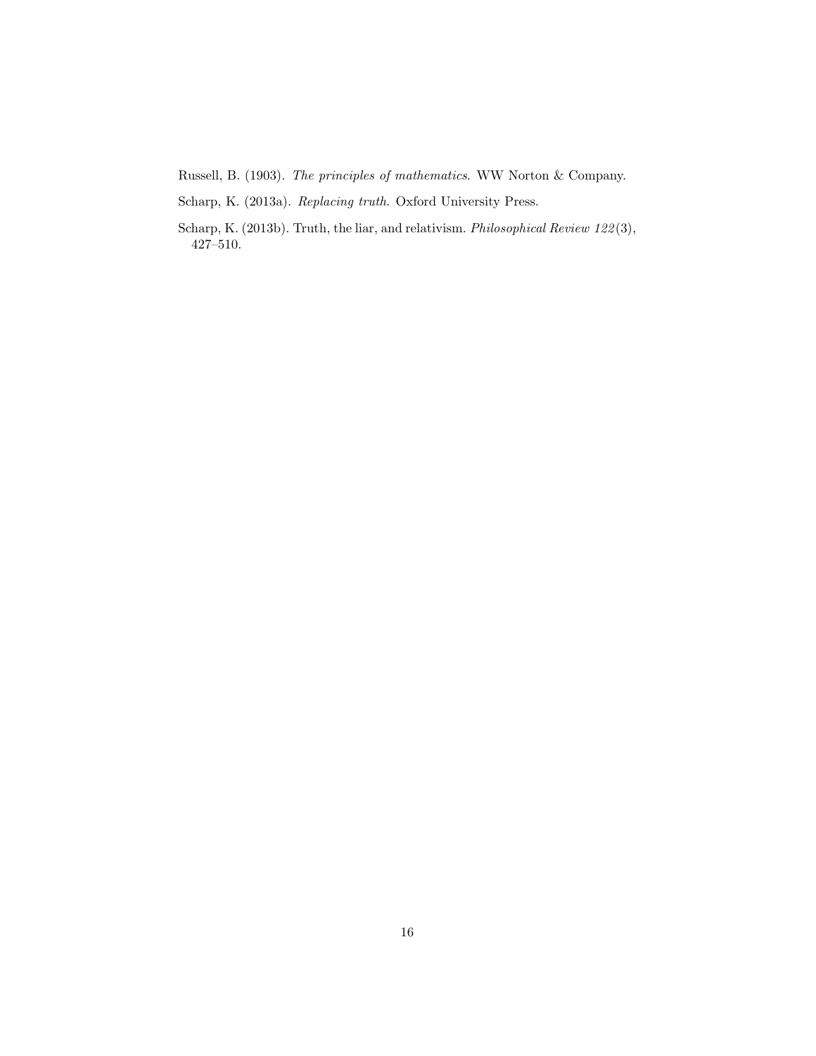Russell, B. (1903). *The principles of mathematics*. WW Norton & Company.

Scharp, K. (2013a). *Replacing truth*. Oxford University Press.

Scharp, K. (2013b). Truth, the liar, and relativism. *Philosophical Review 122*(3), 427–510.